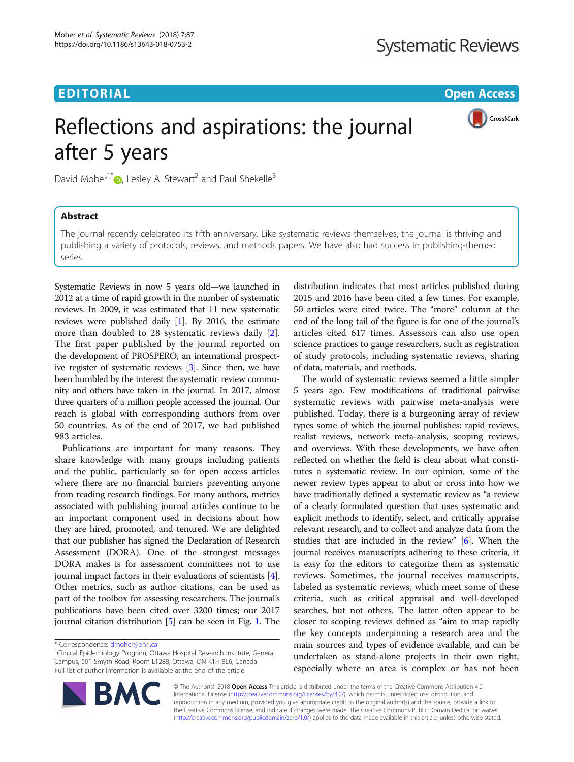EDITORIAL

Open Access

# Reflections and aspirations: the journal after 5 years

David Moher[1*], Lesley A. Stewart[2] and Paul Shekelle[3]

## Abstract

The journal recently celebrated its fifth anniversary. Like systematic reviews themselves, the journal is thriving and publishing a variety of protocols, reviews, and methods papers. We have also had success in publishing-themed series.

Systematic Reviews in now 5 years old—we launched in 2012 at a time of rapid growth in the number of systematic reviews. In 2009, it was estimated that 11 new systematic reviews were published daily [1]. By 2016, the estimate more than doubled to 28 systematic reviews daily [2]. The first paper published by the journal reported on the development of PROSPERO, an international prospective register of systematic reviews [3]. Since then, we have been humbled by the interest the systematic review community and others have taken in the journal. In 2017, almost three quarters of a million people accessed the journal. Our reach is global with corresponding authors from over 50 countries. As of the end of 2017, we had published 983 articles.

Publications are important for many reasons. They share knowledge with many groups including patients and the public, particularly so for open access articles where there are no financial barriers preventing anyone from reading research findings. For many authors, metrics associated with publishing journal articles continue to be an important component used in decisions about how they are hired, promoted, and tenured. We are delighted that our publisher has signed the Declaration of Research Assessment (DORA). One of the strongest messages DORA makes is for assessment committees not to use journal impact factors in their evaluations of scientists [4]. Other metrics, such as author citations, can be used as part of the toolbox for assessing researchers. The journal's publications have been cited over 3200 times; our 2017 journal citation distribution [5] can be seen in Fig. 1. The distribution indicates that most articles published during 2015 and 2016 have been cited a few times. For example, 50 articles were cited twice. The "more" column at the end of the long tail of the figure is for one of the journal's articles cited 617 times. Assessors can also use open science practices to gauge researchers, such as registration of study protocols, including systematic reviews, sharing of data, materials, and methods.

The world of systematic reviews seemed a little simpler 5 years ago. Few modifications of traditional pairwise systematic reviews with pairwise meta-analysis were published. Today, there is a burgeoning array of review types some of which the journal publishes: rapid reviews, realist reviews, network meta-analysis, scoping reviews, and overviews. With these developments, we have often reflected on whether the field is clear about what constitutes a systematic review. In our opinion, some of the newer review types appear to abut or cross into how we have traditionally defined a systematic review as "a review of a clearly formulated question that uses systematic and explicit methods to identify, select, and critically appraise relevant research, and to collect and analyze data from the studies that are included in the review" [6]. When the journal receives manuscripts adhering to these criteria, it is easy for the editors to categorize them as systematic reviews. Sometimes, the journal receives manuscripts, labeled as systematic reviews, which meet some of these criteria, such as critical appraisal and well-developed searches, but not others. The latter often appear to be closer to scoping reviews defined as "aim to map rapidly the key concepts underpinning a research area and the main sources and types of evidence available, and can be undertaken as stand-alone projects in their own right, especially where an area is complex or has not been

* Correspondence: dmoher@ohri.ca
[1]Clinical Epidemiology Program, Ottawa Hospital Research Institute, General Campus, 501 Smyth Road, Room L1288, Ottawa, ON K1H 8L6, Canada
Full list of author information is available at the end of the article

© The Author(s). 2018 **Open Access** This article is distributed under the terms of the Creative Commons Attribution 4.0 International License (http://creativecommons.org/licenses/by/4.0/), which permits unrestricted use, distribution, and reproduction in any medium, provided you give appropriate credit to the original author(s) and the source, provide a link to the Creative Commons license, and indicate if changes were made. The Creative Commons Public Domain Dedication waiver (http://creativecommons.org/publicdomain/zero/1.0/) applies to the data made available in this article, unless otherwise stated.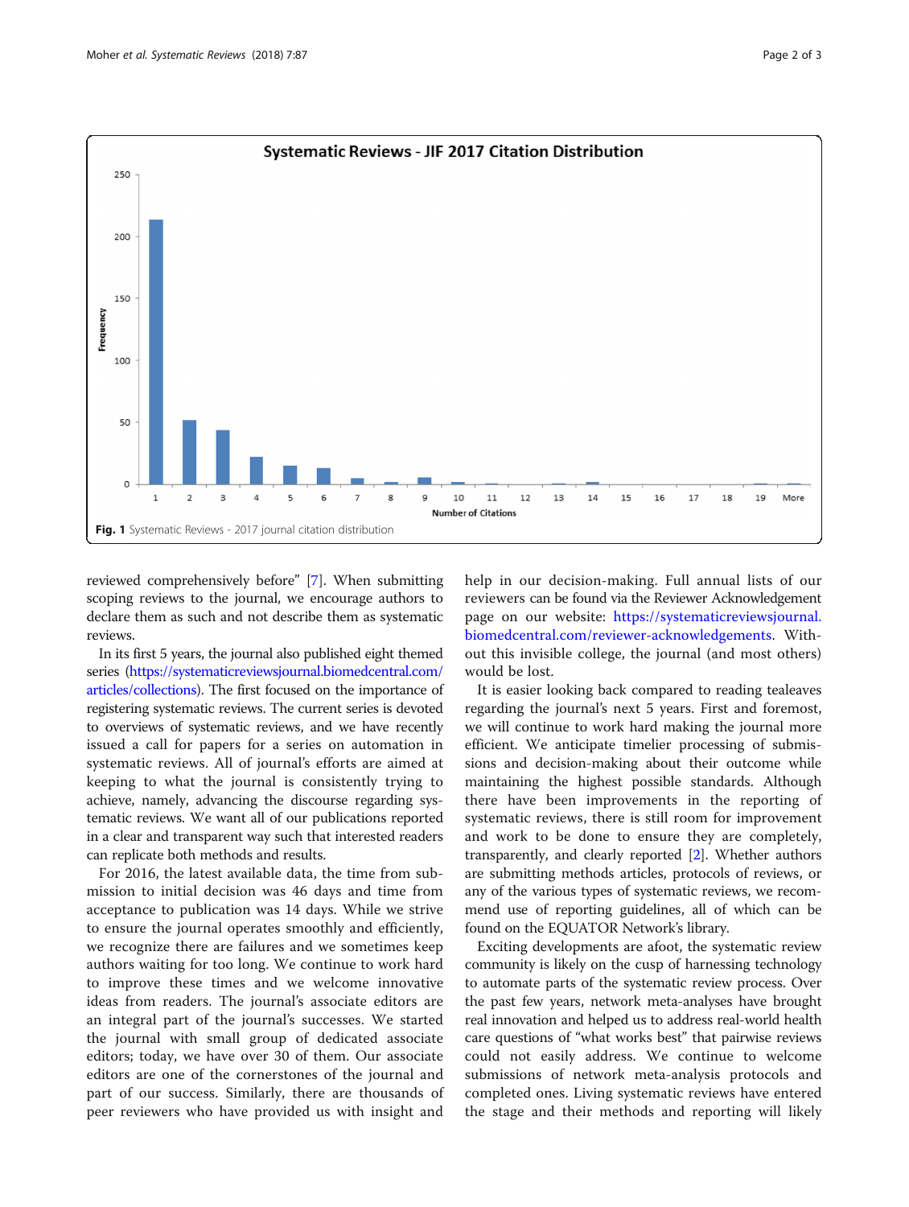Systematic Reviews - JIF 2017 Citation Distribution

250
200
150
100
50
0

Frequency

1 2 3 4 5 6 7 8 9 10 11 12 13 14 15 16 17 18 19 More

Number of Citations

**Fig. 1** Systematic Reviews - 2017 journal citation distribution

reviewed comprehensively before" [7]. When submitting scoping reviews to the journal, we encourage authors to declare them as such and not describe them as systematic reviews.

In its first 5 years, the journal also published eight themed series (https://systematicreviewsjournal.biomedcentral.com/articles/collections). The first focused on the importance of registering systematic reviews. The current series is devoted to overviews of systematic reviews, and we have recently issued a call for papers for a series on automation in systematic reviews. All of journal's efforts are aimed at keeping to what the journal is consistently trying to achieve, namely, advancing the discourse regarding systematic reviews. We want all of our publications reported in a clear and transparent way such that interested readers can replicate both methods and results.

For 2016, the latest available data, the time from submission to initial decision was 46 days and time from acceptance to publication was 14 days. While we strive to ensure the journal operates smoothly and efficiently, we recognize there are failures and we sometimes keep authors waiting for too long. We continue to work hard to improve these times and we welcome innovative ideas from readers. The journal's associate editors are an integral part of the journal's successes. We started the journal with small group of dedicated associate editors; today, we have over 30 of them. Our associate editors are one of the cornerstones of the journal and part of our success. Similarly, there are thousands of peer reviewers who have provided us with insight and help in our decision-making. Full annual lists of our reviewers can be found via the Reviewer Acknowledgement page on our website: https://systematicreviewsjournal.biomedcentral.com/reviewer-acknowledgements. Without this invisible college, the journal (and most others) would be lost.

It is easier looking back compared to reading tealeaves regarding the journal's next 5 years. First and foremost, we will continue to work hard making the journal more efficient. We anticipate timelier processing of submissions and decision-making about their outcome while maintaining the highest possible standards. Although there have been improvements in the reporting of systematic reviews, there is still room for improvement and work to be done to ensure they are completely, transparently, and clearly reported [2]. Whether authors are submitting methods articles, protocols of reviews, or any of the various types of systematic reviews, we recommend use of reporting guidelines, all of which can be found on the EQUATOR Network's library.

Exciting developments are afoot, the systematic review community is likely on the cusp of harnessing technology to automate parts of the systematic review process. Over the past few years, network meta-analyses have brought real innovation and helped us to address real-world health care questions of "what works best" that pairwise reviews could not easily address. We continue to welcome submissions of network meta-analysis protocols and completed ones. Living systematic reviews have entered the stage and their methods and reporting will likely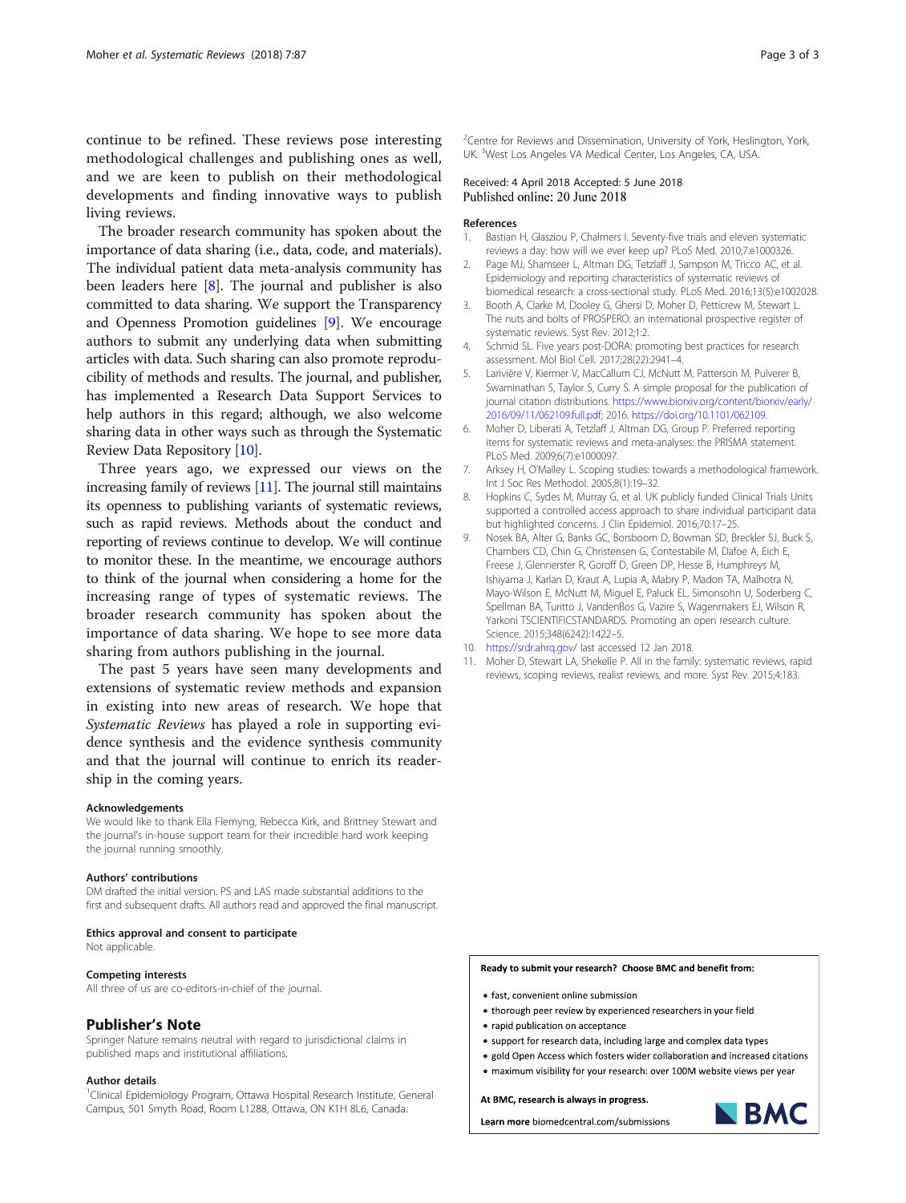continue to be refined. These reviews pose interesting methodological challenges and publishing ones as well, and we are keen to publish on their methodological developments and finding innovative ways to publish living reviews.

The broader research community has spoken about the importance of data sharing (i.e., data, code, and materials). The individual patient data meta-analysis community has been leaders here [8]. The journal and publisher is also committed to data sharing. We support the Transparency and Openness Promotion guidelines [9]. We encourage authors to submit any underlying data when submitting articles with data. Such sharing can also promote reproducibility of methods and results. The journal, and publisher, has implemented a Research Data Support Services to help authors in this regard; although, we also welcome sharing data in other ways such as through the Systematic Review Data Repository [10].

Three years ago, we expressed our views on the increasing family of reviews [11]. The journal still maintains its openness to publishing variants of systematic reviews, such as rapid reviews. Methods about the conduct and reporting of reviews continue to develop. We will continue to monitor these. In the meantime, we encourage authors to think of the journal when considering a home for the increasing range of types of systematic reviews. The broader research community has spoken about the importance of data sharing. We hope to see more data sharing from authors publishing in the journal.

The past 5 years have seen many developments and extensions of systematic review methods and expansion in existing into new areas of research. We hope that *Systematic Reviews* has played a role in supporting evidence synthesis and the evidence synthesis community and that the journal will continue to enrich its readership in the coming years.

### Acknowledgements

We would like to thank Ella Flemyng, Rebecca Kirk, and Brittney Stewart and the journal's in-house support team for their incredible hard work keeping the journal running smoothly.

### Authors' contributions

DM drafted the initial version. PS and LAS made substantial additions to the first and subsequent drafts. All authors read and approved the final manuscript.

### Ethics approval and consent to participate

Not applicable.

### Competing interests

All three of us are co-editors-in-chief of the journal.

## Publisher's Note

Springer Nature remains neutral with regard to jurisdictional claims in published maps and institutional affiliations.

### Author details

[1]Clinical Epidemiology Program, Ottawa Hospital Research Institute, General Campus, 501 Smyth Road, Room L1288, Ottawa, ON K1H 8L6, Canada. [2]Centre for Reviews and Dissemination, University of York, Heslington, York, UK. [3]West Los Angeles VA Medical Center, Los Angeles, CA, USA.

Received: 4 April 2018 Accepted: 5 June 2018
Published online: 20 June 2018

### References

1. Bastian H, Glasziou P, Chalmers I. Seventy-five trials and eleven systematic reviews a day: how will we ever keep up? PLoS Med. 2010;7:e1000326.
2. Page MJ, Shamseer L, Altman DG, Tetzlaff J, Sampson M, Tricco AC, et al. Epidemiology and reporting characteristics of systematic reviews of biomedical research: a cross-sectional study. PLoS Med. 2016;13(5):e1002028.
3. Booth A, Clarke M, Dooley G, Ghersi D, Moher D, Petticrew M, Stewart L. The nuts and bolts of PROSPERO: an international prospective register of systematic reviews. Syst Rev. 2012;1:2.
4. Schmid SL. Five years post-DORA: promoting best practices for research assessment. Mol Biol Cell. 2017;28(22):2941–4.
5. Larivière V, Kiermer V, MacCallum CJ, McNutt M, Patterson M, Pulverer B, Swaminathan S, Taylor S, Curry S. A simple proposal for the publication of journal citation distributions. https://www.biorxiv.org/content/biorxiv/early/2016/09/11/062109.full.pdf; 2016. https://doi.org/10.1101/062109.
6. Moher D, Liberati A, Tetzlaff J, Altman DG, Group P. Preferred reporting items for systematic reviews and meta-analyses: the PRISMA statement. PLoS Med. 2009;6(7):e1000097.
7. Arksey H, O'Malley L. Scoping studies: towards a methodological framework. Int J Soc Res Methodol. 2005;8(1):19–32.
8. Hopkins C, Sydes M, Murray G, et al. UK publicly funded Clinical Trials Units supported a controlled access approach to share individual participant data but highlighted concerns. J Clin Epidemiol. 2016;70:17–25.
9. Nosek BA, Alter G, Banks GC, Borsboom D, Bowman SD, Breckler SJ, Buck S, Chambers CD, Chin G, Christensen G, Contestabile M, Dafoe A, Eich E, Freese J, Glennerster R, Goroff D, Green DP, Hesse B, Humphreys M, Ishiyama J, Karlan D, Kraut A, Lupia A, Mabry P, Madon TA, Malhotra N, Mayo-Wilson E, McNutt M, Miguel E, Paluck EL, Simonsohn U, Soderberg C, Spellman BA, Turitto J, VandenBos G, Vazire S, Wagenmakers EJ, Wilson R, Yarkoni TSCIENTIFICSTANDARDS. Promoting an open research culture. Science. 2015;348(6242):1422–5.
10. https://srdr.ahrq.gov/ last accessed 12 Jan 2018.
11. Moher D, Stewart LA, Shekelle P. All in the family: systematic reviews, rapid reviews, scoping reviews, realist reviews, and more. Syst Rev. 2015;4:183.

**Ready to submit your research? Choose BMC and benefit from:**

- fast, convenient online submission
- thorough peer review by experienced researchers in your field
- rapid publication on acceptance
- support for research data, including large and complex data types
- gold Open Access which fosters wider collaboration and increased citations
- maximum visibility for your research: over 100M website views per year

**At BMC, research is always in progress.**

**Learn more** biomedcentral.com/submissions

BMC